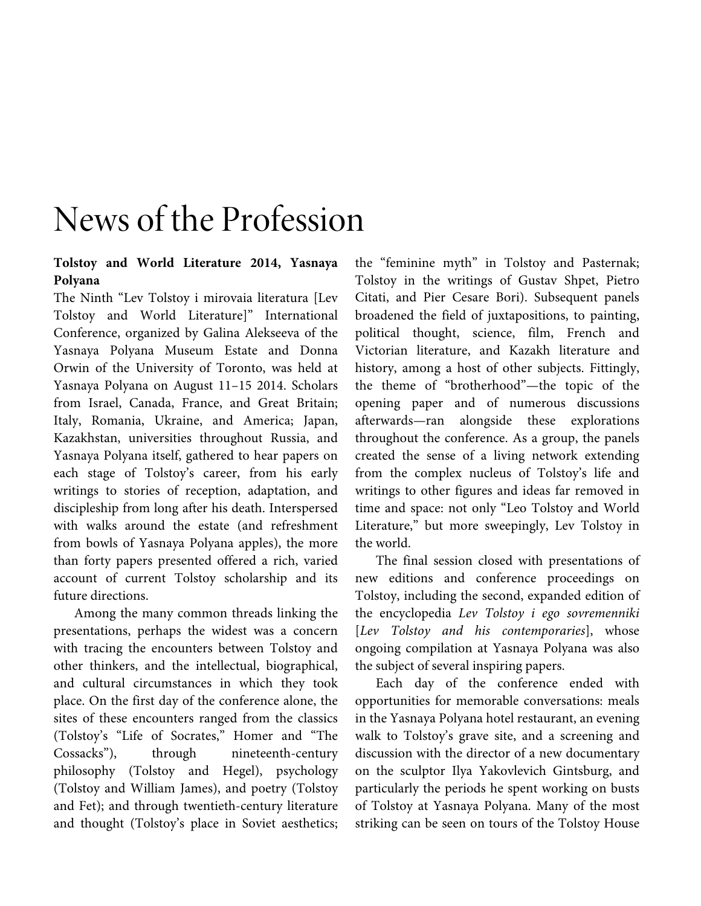# News of the Profession

**Tolstoy and World Literature 2014, Yasnaya Polyana**

The Ninth "Lev Tolstoy i mirovaia literatura [Lev Tolstoy and World Literature]" International Conference, organized by Galina Alekseeva of the Yasnaya Polyana Museum Estate and Donna Orwin of the University of Toronto, was held at Yasnaya Polyana on August 11–15 2014. Scholars from Israel, Canada, France, and Great Britain; Italy, Romania, Ukraine, and America; Japan, Kazakhstan, universities throughout Russia, and Yasnaya Polyana itself, gathered to hear papers on each stage of Tolstoy's career, from his early writings to stories of reception, adaptation, and discipleship from long after his death. Interspersed with walks around the estate (and refreshment from bowls of Yasnaya Polyana apples), the more than forty papers presented offered a rich, varied account of current Tolstoy scholarship and its future directions.

Among the many common threads linking the presentations, perhaps the widest was a concern with tracing the encounters between Tolstoy and other thinkers, and the intellectual, biographical, and cultural circumstances in which they took place. On the first day of the conference alone, the sites of these encounters ranged from the classics (Tolstoy's "Life of Socrates," Homer and "The Cossacks"), through nineteenth-century philosophy (Tolstoy and Hegel), psychology (Tolstoy and William James), and poetry (Tolstoy and Fet); and through twentieth-century literature and thought (Tolstoy's place in Soviet aesthetics; the "feminine myth" in Tolstoy and Pasternak; Tolstoy in the writings of Gustav Shpet, Pietro Citati, and Pier Cesare Bori). Subsequent panels broadened the field of juxtapositions, to painting, political thought, science, film, French and Victorian literature, and Kazakh literature and history, among a host of other subjects. Fittingly, the theme of "brotherhood"—the topic of the opening paper and of numerous discussions afterwards—ran alongside these explorations throughout the conference. As a group, the panels created the sense of a living network extending from the complex nucleus of Tolstoy's life and writings to other figures and ideas far removed in time and space: not only "Leo Tolstoy and World Literature," but more sweepingly, Lev Tolstoy in the world.

The final session closed with presentations of new editions and conference proceedings on Tolstoy, including the second, expanded edition of the encyclopedia *Lev Tolstoy i ego sovremenniki* [*Lev Tolstoy and his contemporaries*], whose ongoing compilation at Yasnaya Polyana was also the subject of several inspiring papers.

Each day of the conference ended with opportunities for memorable conversations: meals in the Yasnaya Polyana hotel restaurant, an evening walk to Tolstoy's grave site, and a screening and discussion with the director of a new documentary on the sculptor Ilya Yakovlevich Gintsburg, and particularly the periods he spent working on busts of Tolstoy at Yasnaya Polyana. Many of the most striking can be seen on tours of the Tolstoy House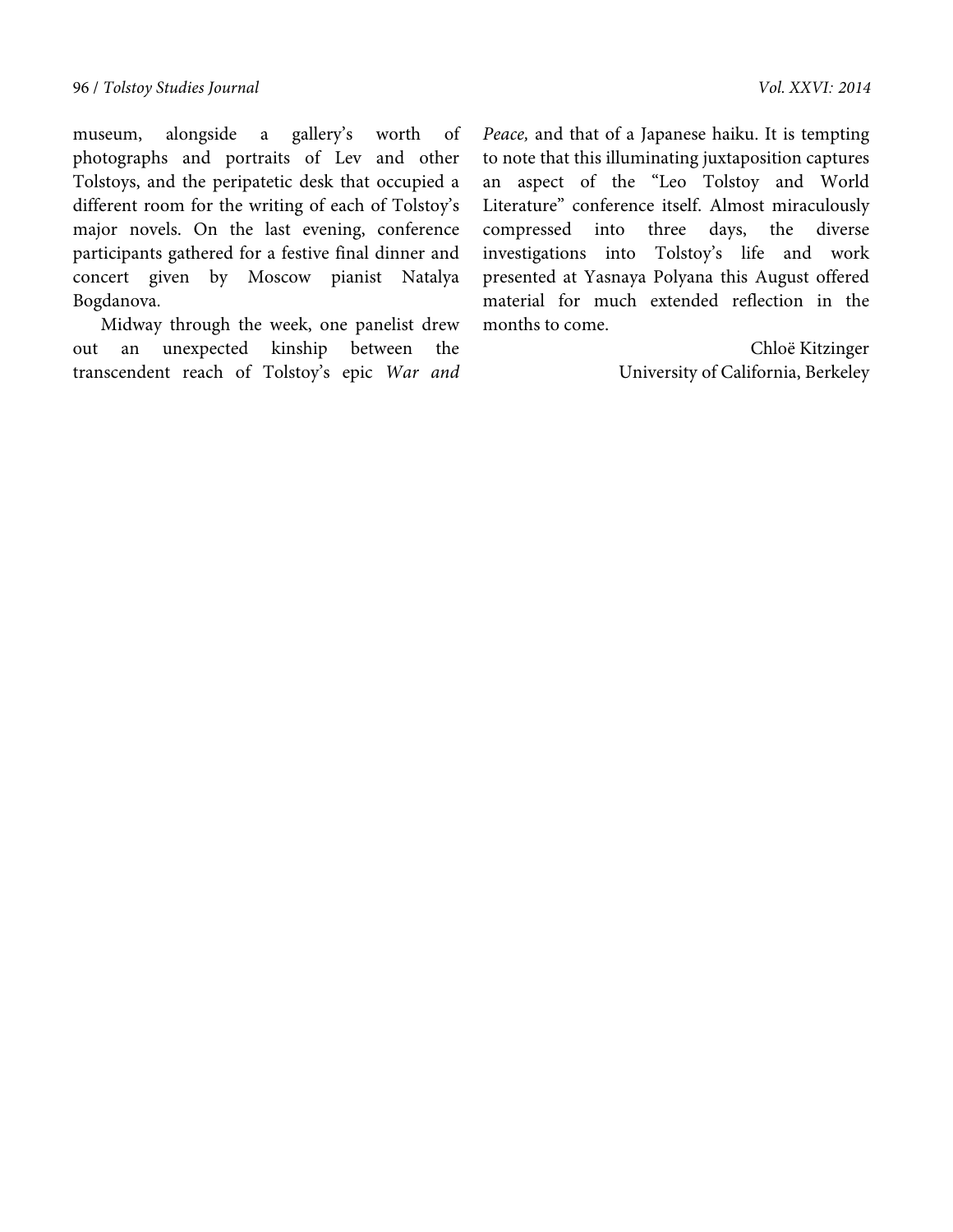museum, alongside a gallery's worth of photographs and portraits of Lev and other Tolstoys, and the peripatetic desk that occupied a different room for the writing of each of Tolstoy's major novels. On the last evening, conference participants gathered for a festive final dinner and concert given by Moscow pianist Natalya Bogdanova.

Midway through the week, one panelist drew out an unexpected kinship between the transcendent reach of Tolstoy's epic *War and Peace,* and that of a Japanese haiku. It is tempting to note that this illuminating juxtaposition captures an aspect of the "Leo Tolstoy and World Literature" conference itself. Almost miraculously compressed into three days, the diverse investigations into Tolstoy's life and work presented at Yasnaya Polyana this August offered material for much extended reflection in the months to come.

Chloë Kitzinger
University of California, Berkeley